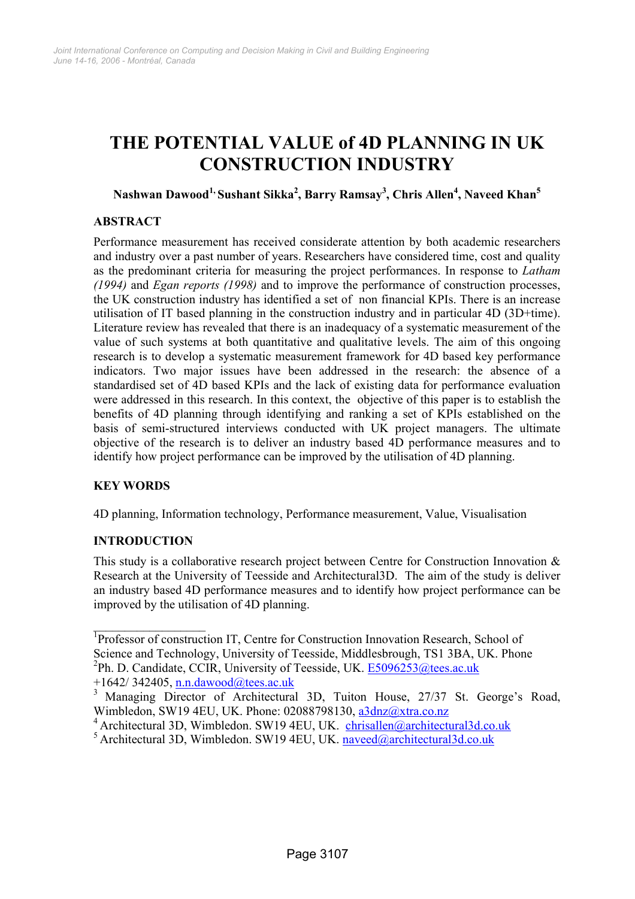# THE POTENTIAL VALUE of 4D PLANNING IN UK CONSTRUCTION INDUSTRY

**Nashwan Dawood[1], Sushant Sikka[2], Barry Ramsay[3], Chris Allen[4], Naveed Khan[5]**

## ABSTRACT

Performance measurement has received considerate attention by both academic researchers and industry over a past number of years. Researchers have considered time, cost and quality as the predominant criteria for measuring the project performances. In response to *Latham (1994)* and *Egan reports (1998)* and to improve the performance of construction processes, the UK construction industry has identified a set of non financial KPIs. There is an increase utilisation of IT based planning in the construction industry and in particular 4D (3D+time). Literature review has revealed that there is an inadequacy of a systematic measurement of the value of such systems at both quantitative and qualitative levels. The aim of this ongoing research is to develop a systematic measurement framework for 4D based key performance indicators. Two major issues have been addressed in the research: the absence of a standardised set of 4D based KPIs and the lack of existing data for performance evaluation were addressed in this research. In this context, the objective of this paper is to establish the benefits of 4D planning through identifying and ranking a set of KPIs established on the basis of semi-structured interviews conducted with UK project managers. The ultimate objective of the research is to deliver an industry based 4D performance measures and to identify how project performance can be improved by the utilisation of 4D planning.

## KEY WORDS

4D planning, Information technology, Performance measurement, Value, Visualisation

## INTRODUCTION

This study is a collaborative research project between Centre for Construction Innovation & Research at the University of Teesside and Architectural3D. The aim of the study is deliver an industry based 4D performance measures and to identify how project performance can be improved by the utilisation of 4D planning.

---

[1]Professor of construction IT, Centre for Construction Innovation Research, School of Science and Technology, University of Teesside, Middlesbrough, TS1 3BA, UK. Phone +1642/ 342405, n.n.dawood@tees.ac.uk

[2]Ph. D. Candidate, CCIR, University of Teesside, UK. E5096253@tees.ac.uk

[3] Managing Director of Architectural 3D, Tuiton House, 27/37 St. George's Road, Wimbledon, SW19 4EU, UK. Phone: 02088798130, a3dnz@xtra.co.nz

[4] Architectural 3D, Wimbledon. SW19 4EU, UK. chrisallen@architectural3d.co.uk

[5] Architectural 3D, Wimbledon. SW19 4EU, UK. naveed@architectural3d.co.uk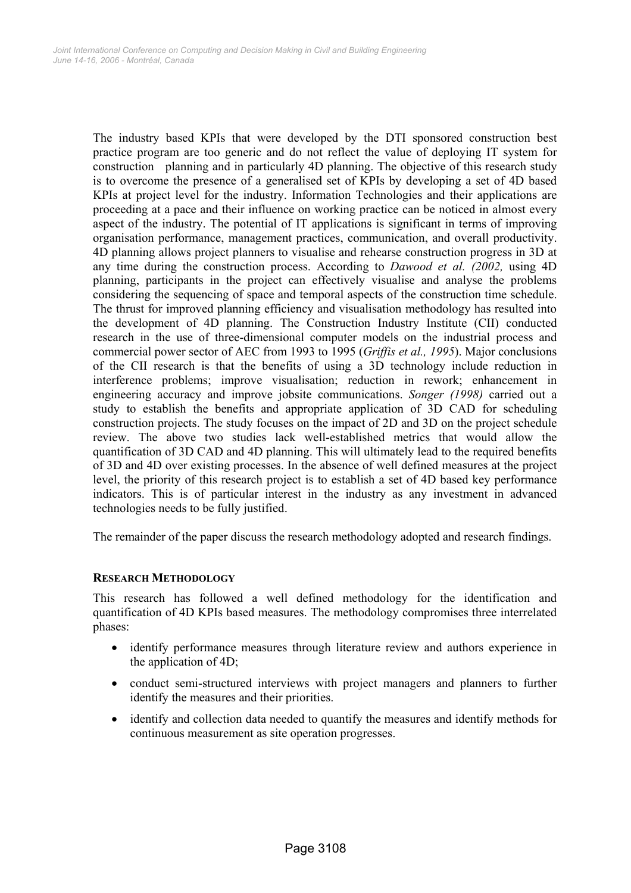The industry based KPIs that were developed by the DTI sponsored construction best practice program are too generic and do not reflect the value of deploying IT system for construction planning and in particularly 4D planning. The objective of this research study is to overcome the presence of a generalised set of KPIs by developing a set of 4D based KPIs at project level for the industry. Information Technologies and their applications are proceeding at a pace and their influence on working practice can be noticed in almost every aspect of the industry. The potential of IT applications is significant in terms of improving organisation performance, management practices, communication, and overall productivity. 4D planning allows project planners to visualise and rehearse construction progress in 3D at any time during the construction process. According to *Dawood et al. (2002,* using 4D planning, participants in the project can effectively visualise and analyse the problems considering the sequencing of space and temporal aspects of the construction time schedule. The thrust for improved planning efficiency and visualisation methodology has resulted into the development of 4D planning. The Construction Industry Institute (CII) conducted research in the use of three-dimensional computer models on the industrial process and commercial power sector of AEC from 1993 to 1995 (*Griffis et al., 1995*). Major conclusions of the CII research is that the benefits of using a 3D technology include reduction in interference problems; improve visualisation; reduction in rework; enhancement in engineering accuracy and improve jobsite communications. *Songer (1998)* carried out a study to establish the benefits and appropriate application of 3D CAD for scheduling construction projects. The study focuses on the impact of 2D and 3D on the project schedule review. The above two studies lack well-established metrics that would allow the quantification of 3D CAD and 4D planning. This will ultimately lead to the required benefits of 3D and 4D over existing processes. In the absence of well defined measures at the project level, the priority of this research project is to establish a set of 4D based key performance indicators. This is of particular interest in the industry as any investment in advanced technologies needs to be fully justified.

The remainder of the paper discuss the research methodology adopted and research findings.

## RESEARCH METHODOLOGY

This research has followed a well defined methodology for the identification and quantification of 4D KPIs based measures. The methodology compromises three interrelated phases:

- identify performance measures through literature review and authors experience in the application of 4D;
- conduct semi-structured interviews with project managers and planners to further identify the measures and their priorities.
- identify and collection data needed to quantify the measures and identify methods for continuous measurement as site operation progresses.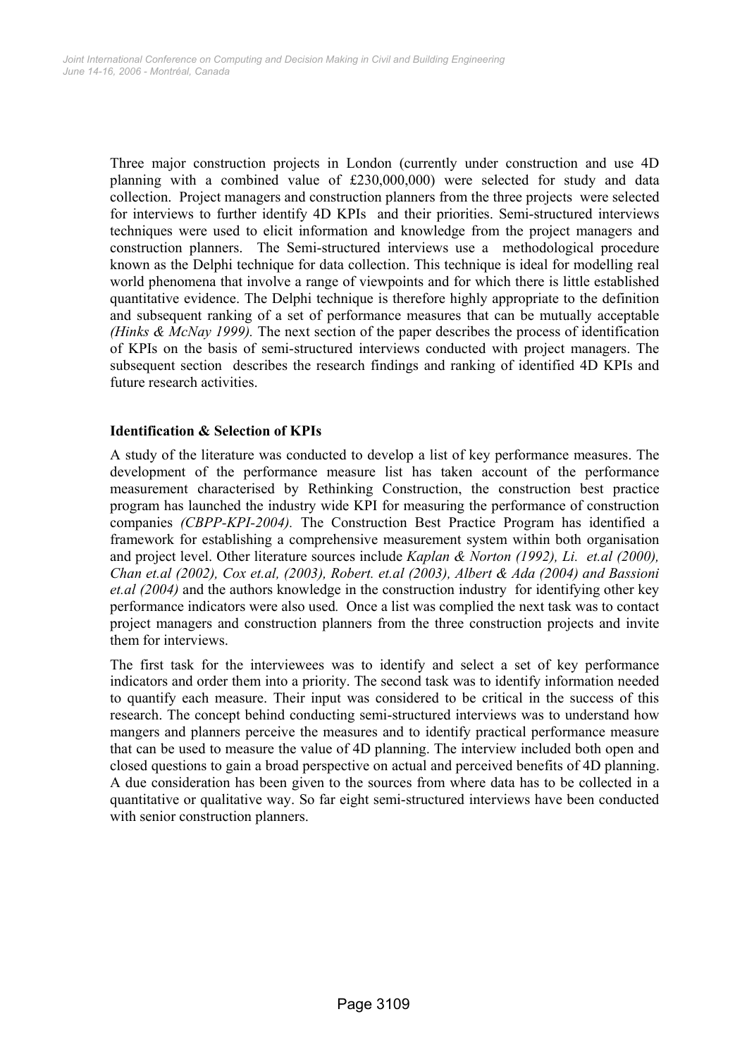Three major construction projects in London (currently under construction and use 4D planning with a combined value of £230,000,000) were selected for study and data collection. Project managers and construction planners from the three projects were selected for interviews to further identify 4D KPIs and their priorities. Semi-structured interviews techniques were used to elicit information and knowledge from the project managers and construction planners. The Semi-structured interviews use a methodological procedure known as the Delphi technique for data collection. This technique is ideal for modelling real world phenomena that involve a range of viewpoints and for which there is little established quantitative evidence. The Delphi technique is therefore highly appropriate to the definition and subsequent ranking of a set of performance measures that can be mutually acceptable *(Hinks & McNay 1999).* The next section of the paper describes the process of identification of KPIs on the basis of semi-structured interviews conducted with project managers. The subsequent section describes the research findings and ranking of identified 4D KPIs and future research activities.

**Identification & Selection of KPIs**

A study of the literature was conducted to develop a list of key performance measures. The development of the performance measure list has taken account of the performance measurement characterised by Rethinking Construction, the construction best practice program has launched the industry wide KPI for measuring the performance of construction companies *(CBPP-KPI-2004).* The Construction Best Practice Program has identified a framework for establishing a comprehensive measurement system within both organisation and project level. Other literature sources include *Kaplan & Norton (1992), Li. et.al (2000), Chan et.al (2002), Cox et.al, (2003), Robert. et.al (2003), Albert & Ada (2004) and Bassioni et.al (2004)* and the authors knowledge in the construction industry for identifying other key performance indicators were also used*.* Once a list was complied the next task was to contact project managers and construction planners from the three construction projects and invite them for interviews.

The first task for the interviewees was to identify and select a set of key performance indicators and order them into a priority. The second task was to identify information needed to quantify each measure. Their input was considered to be critical in the success of this research. The concept behind conducting semi-structured interviews was to understand how mangers and planners perceive the measures and to identify practical performance measure that can be used to measure the value of 4D planning. The interview included both open and closed questions to gain a broad perspective on actual and perceived benefits of 4D planning. A due consideration has been given to the sources from where data has to be collected in a quantitative or qualitative way. So far eight semi-structured interviews have been conducted with senior construction planners.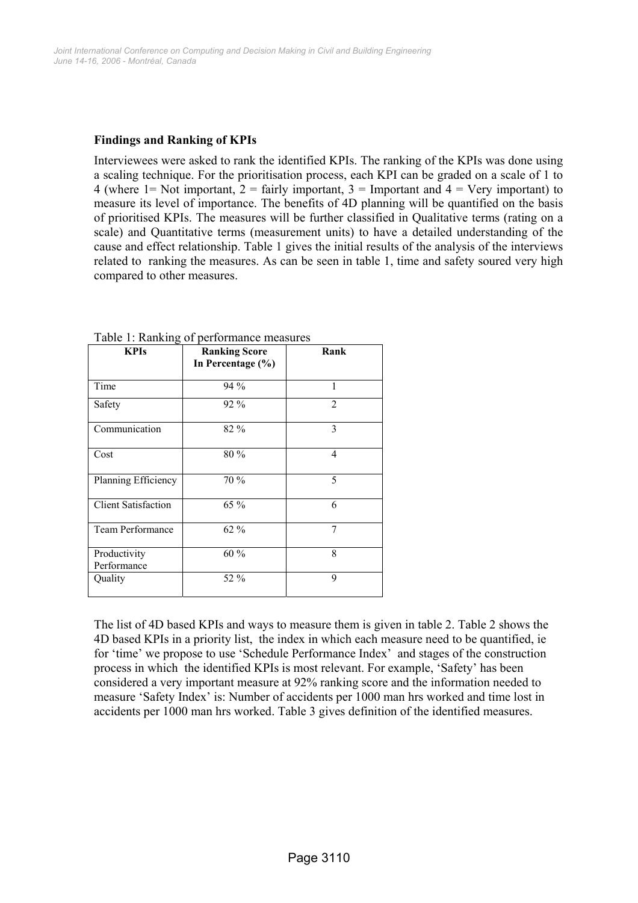### Findings and Ranking of KPIs

Interviewees were asked to rank the identified KPIs. The ranking of the KPIs was done using a scaling technique. For the prioritisation process, each KPI can be graded on a scale of 1 to 4 (where 1= Not important, 2 = fairly important, 3 = Important and 4 = Very important) to measure its level of importance. The benefits of 4D planning will be quantified on the basis of prioritised KPIs. The measures will be further classified in Qualitative terms (rating on a scale) and Quantitative terms (measurement units) to have a detailed understanding of the cause and effect relationship. Table 1 gives the initial results of the analysis of the interviews related to ranking the measures. As can be seen in table 1, time and safety soured very high compared to other measures.

Table 1: Ranking of performance measures

| KPIs | Ranking Score In Percentage (%) | Rank |
| --- | --- | --- |
| Time | 94 % | 1 |
| Safety | 92 % | 2 |
| Communication | 82 % | 3 |
| Cost | 80 % | 4 |
| Planning Efficiency | 70 % | 5 |
| Client Satisfaction | 65 % | 6 |
| Team Performance | 62 % | 7 |
| Productivity Performance | 60 % | 8 |
| Quality | 52 % | 9 |

The list of 4D based KPIs and ways to measure them is given in table 2. Table 2 shows the 4D based KPIs in a priority list, the index in which each measure need to be quantified, ie for 'time' we propose to use 'Schedule Performance Index' and stages of the construction process in which the identified KPIs is most relevant. For example, 'Safety' has been considered a very important measure at 92% ranking score and the information needed to measure 'Safety Index' is: Number of accidents per 1000 man hrs worked and time lost in accidents per 1000 man hrs worked. Table 3 gives definition of the identified measures.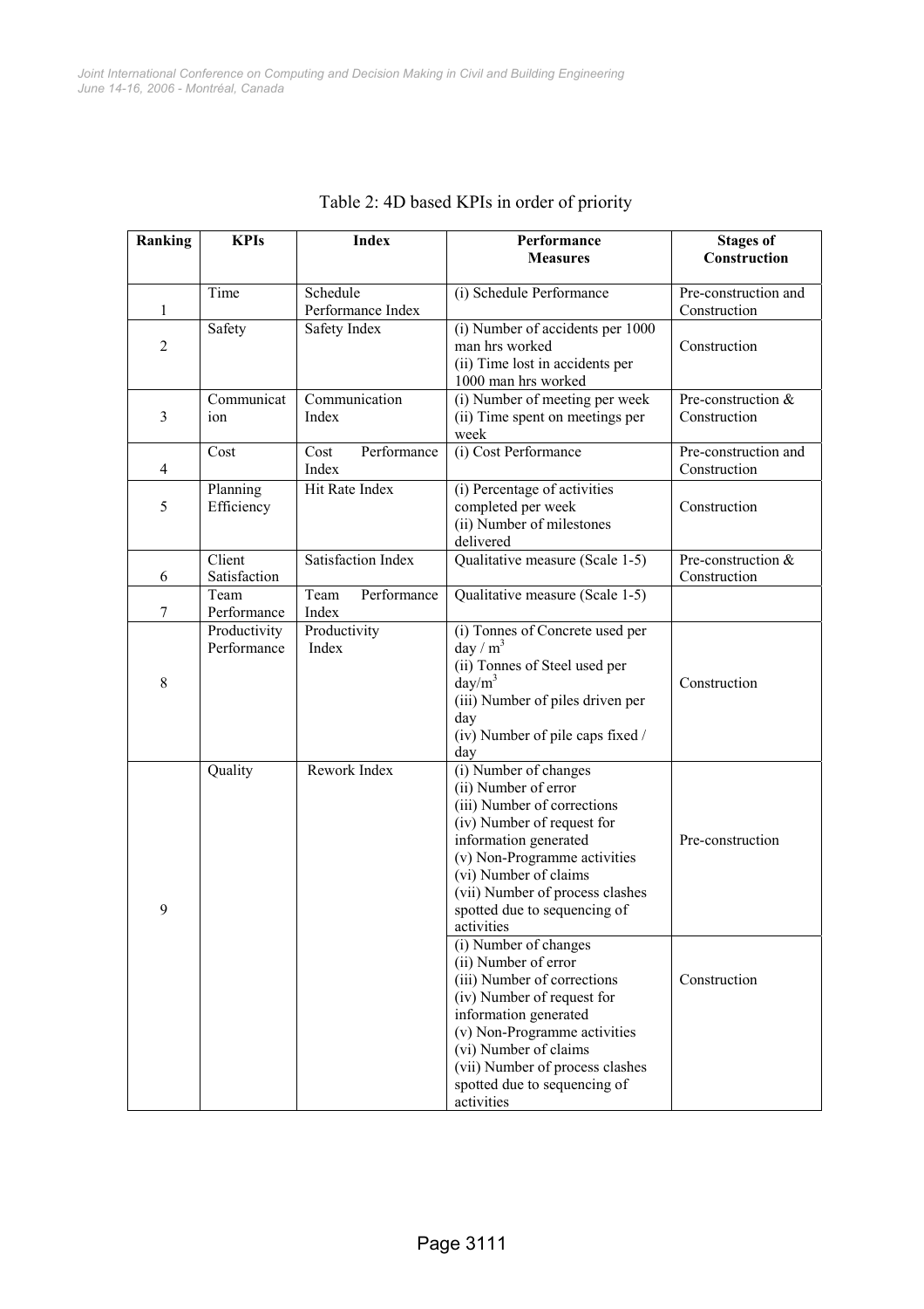Table 2: 4D based KPIs in order of priority

| Ranking | KPIs | Index | Performance Measures | Stages of Construction |
|---|---|---|---|---|
| 1 | Time | Schedule Performance Index | (i) Schedule Performance | Pre-construction and Construction |
| 2 | Safety | Safety Index | (i) Number of accidents per 1000 man hrs worked<br>(ii) Time lost in accidents per 1000 man hrs worked | Construction |
| 3 | Communication | Communication Index | (i) Number of meeting per week<br>(ii) Time spent on meetings per week | Pre-construction & Construction |
| 4 | Cost | Cost Performance Index | (i) Cost Performance | Pre-construction and Construction |
| 5 | Planning Efficiency | Hit Rate Index | (i) Percentage of activities completed per week<br>(ii) Number of milestones delivered | Construction |
| 6 | Client Satisfaction | Satisfaction Index | Qualitative measure (Scale 1-5) | Pre-construction & Construction |
| 7 | Team Performance | Team Performance Index | Qualitative measure (Scale 1-5) | |
| 8 | Productivity Performance | Productivity Index | (i) Tonnes of Concrete used per day / $m^3$<br>(ii) Tonnes of Steel used per day/$m^3$<br>(iii) Number of piles driven per day<br>(iv) Number of pile caps fixed / day | Construction |
| 9 | Quality | Rework Index | (i) Number of changes<br>(ii) Number of error<br>(iii) Number of corrections<br>(iv) Number of request for information generated<br>(v) Non-Programme activities<br>(vi) Number of claims<br>(vii) Number of process clashes spotted due to sequencing of activities | Pre-construction |
| | | | (i) Number of changes<br>(ii) Number of error<br>(iii) Number of corrections<br>(iv) Number of request for information generated<br>(v) Non-Programme activities<br>(vi) Number of claims<br>(vii) Number of process clashes spotted due to sequencing of activities | Construction |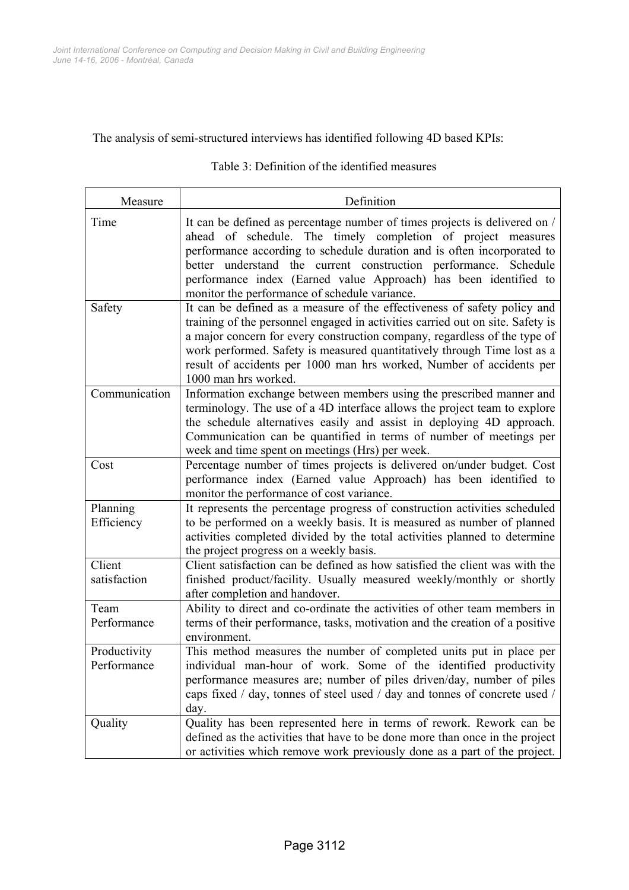The analysis of semi-structured interviews has identified following 4D based KPIs:

Table 3: Definition of the identified measures

| Measure | Definition |
|---|---|
| Time | It can be defined as percentage number of times projects is delivered on / ahead of schedule. The timely completion of project measures performance according to schedule duration and is often incorporated to better understand the current construction performance. Schedule performance index (Earned value Approach) has been identified to monitor the performance of schedule variance. |
| Safety | It can be defined as a measure of the effectiveness of safety policy and training of the personnel engaged in activities carried out on site. Safety is a major concern for every construction company, regardless of the type of work performed. Safety is measured quantitatively through Time lost as a result of accidents per 1000 man hrs worked, Number of accidents per 1000 man hrs worked. |
| Communication | Information exchange between members using the prescribed manner and terminology. The use of a 4D interface allows the project team to explore the schedule alternatives easily and assist in deploying 4D approach. Communication can be quantified in terms of number of meetings per week and time spent on meetings (Hrs) per week. |
| Cost | Percentage number of times projects is delivered on/under budget. Cost performance index (Earned value Approach) has been identified to monitor the performance of cost variance. |
| Planning Efficiency | It represents the percentage progress of construction activities scheduled to be performed on a weekly basis. It is measured as number of planned activities completed divided by the total activities planned to determine the project progress on a weekly basis. |
| Client satisfaction | Client satisfaction can be defined as how satisfied the client was with the finished product/facility. Usually measured weekly/monthly or shortly after completion and handover. |
| Team Performance | Ability to direct and co-ordinate the activities of other team members in terms of their performance, tasks, motivation and the creation of a positive environment. |
| Productivity Performance | This method measures the number of completed units put in place per individual man-hour of work. Some of the identified productivity performance measures are; number of piles driven/day, number of piles caps fixed / day, tonnes of steel used / day and tonnes of concrete used / day. |
| Quality | Quality has been represented here in terms of rework. Rework can be defined as the activities that have to be done more than once in the project or activities which remove work previously done as a part of the project. |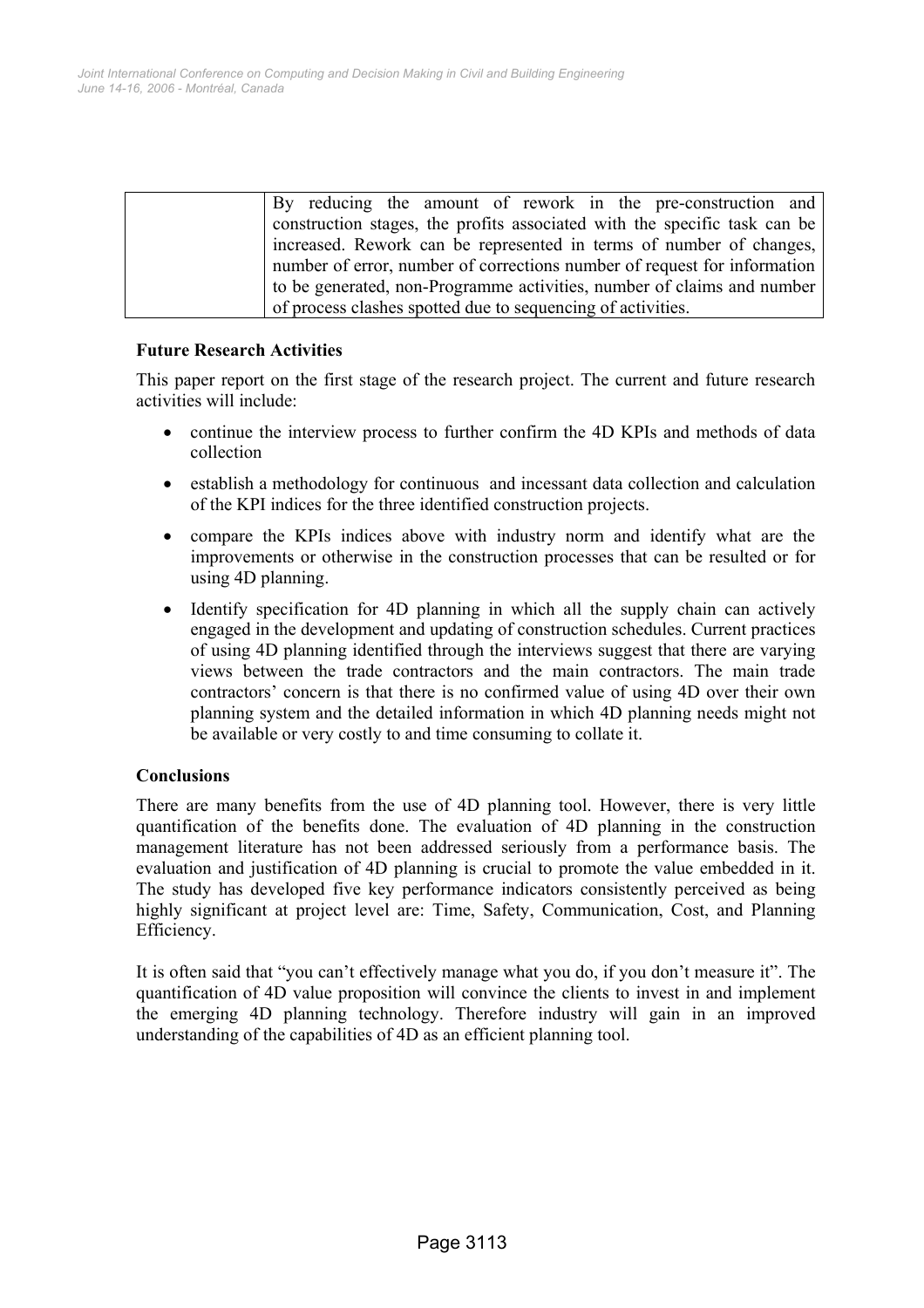| | |
|---|---|
| | By reducing the amount of rework in the pre-construction and construction stages, the profits associated with the specific task can be increased. Rework can be represented in terms of number of changes, number of error, number of corrections number of request for information to be generated, non-Programme activities, number of claims and number of process clashes spotted due to sequencing of activities. |

**Future Research Activities**

This paper report on the first stage of the research project. The current and future research activities will include:

- continue the interview process to further confirm the 4D KPIs and methods of data collection
- establish a methodology for continuous and incessant data collection and calculation of the KPI indices for the three identified construction projects.
- compare the KPIs indices above with industry norm and identify what are the improvements or otherwise in the construction processes that can be resulted or for using 4D planning.
- Identify specification for 4D planning in which all the supply chain can actively engaged in the development and updating of construction schedules. Current practices of using 4D planning identified through the interviews suggest that there are varying views between the trade contractors and the main contractors. The main trade contractors' concern is that there is no confirmed value of using 4D over their own planning system and the detailed information in which 4D planning needs might not be available or very costly to and time consuming to collate it.

**Conclusions**

There are many benefits from the use of 4D planning tool. However, there is very little quantification of the benefits done. The evaluation of 4D planning in the construction management literature has not been addressed seriously from a performance basis. The evaluation and justification of 4D planning is crucial to promote the value embedded in it. The study has developed five key performance indicators consistently perceived as being highly significant at project level are: Time, Safety, Communication, Cost, and Planning Efficiency.

It is often said that "you can't effectively manage what you do, if you don't measure it". The quantification of 4D value proposition will convince the clients to invest in and implement the emerging 4D planning technology. Therefore industry will gain in an improved understanding of the capabilities of 4D as an efficient planning tool.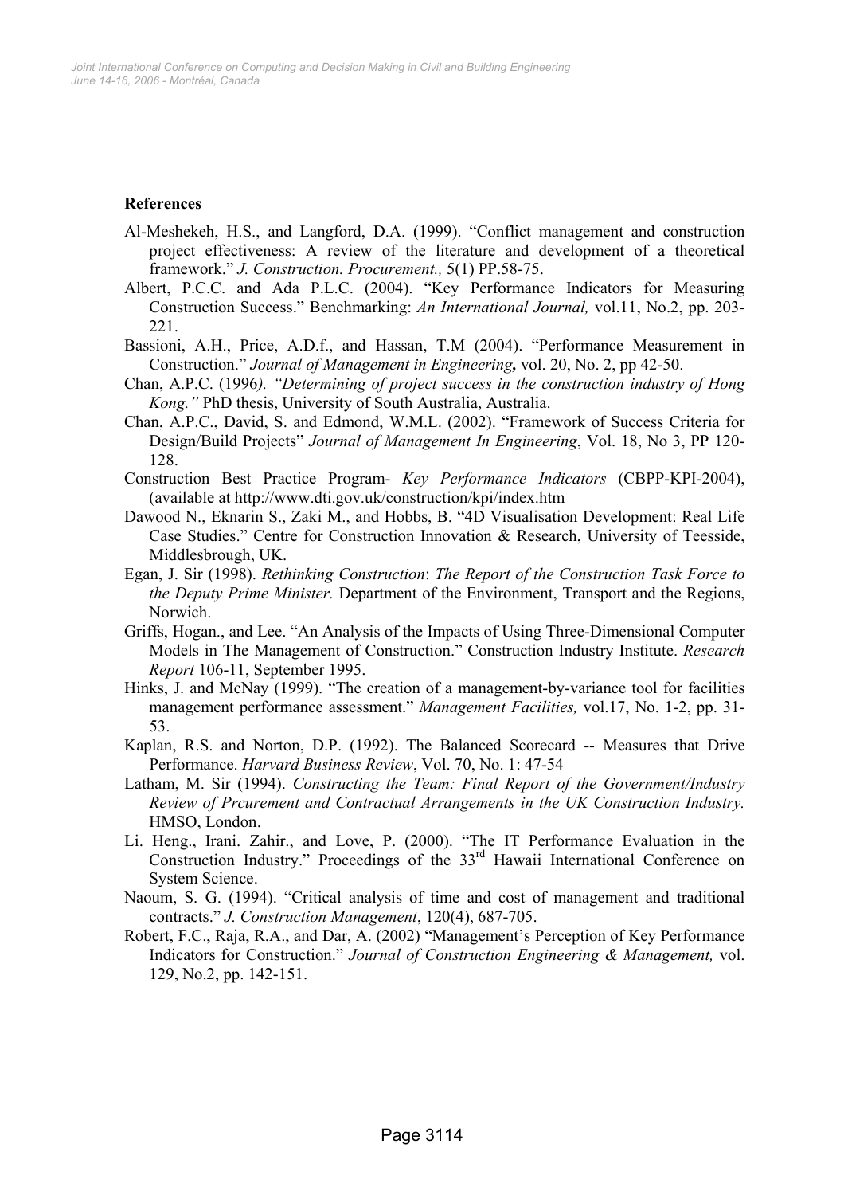**References**

Al-Meshekeh, H.S., and Langford, D.A. (1999). "Conflict management and construction project effectiveness: A review of the literature and development of a theoretical framework." *J. Construction. Procurement.,* 5(1) PP.58-75.

Albert, P.C.C. and Ada P.L.C. (2004). "Key Performance Indicators for Measuring Construction Success." Benchmarking: *An International Journal,* vol.11, No.2, pp. 203-221.

Bassioni, A.H., Price, A.D.f., and Hassan, T.M (2004). "Performance Measurement in Construction." *Journal of Management in Engineering,* vol. 20, No. 2, pp 42-50.

Chan, A.P.C. (1996*). "Determining of project success in the construction industry of Hong Kong."* PhD thesis, University of South Australia, Australia.

Chan, A.P.C., David, S. and Edmond, W.M.L. (2002). "Framework of Success Criteria for Design/Build Projects" *Journal of Management In Engineering*, Vol. 18, No 3, PP 120-128.

Construction Best Practice Program- *Key Performance Indicators* (CBPP-KPI-2004), (available at http://www.dti.gov.uk/construction/kpi/index.htm

Dawood N., Eknarin S., Zaki M., and Hobbs, B. "4D Visualisation Development: Real Life Case Studies." Centre for Construction Innovation & Research, University of Teesside, Middlesbrough, UK.

Egan, J. Sir (1998). *Rethinking Construction*: *The Report of the Construction Task Force to the Deputy Prime Minister.* Department of the Environment, Transport and the Regions, Norwich.

Griffs, Hogan., and Lee. "An Analysis of the Impacts of Using Three-Dimensional Computer Models in The Management of Construction." Construction Industry Institute. *Research Report* 106-11, September 1995.

Hinks, J. and McNay (1999). "The creation of a management-by-variance tool for facilities management performance assessment." *Management Facilities,* vol.17, No. 1-2, pp. 31-53.

Kaplan, R.S. and Norton, D.P. (1992). The Balanced Scorecard -- Measures that Drive Performance. *Harvard Business Review*, Vol. 70, No. 1: 47-54

Latham, M. Sir (1994). *Constructing the Team: Final Report of the Government/Industry Review of Prcurement and Contractual Arrangements in the UK Construction Industry.* HMSO, London.

Li. Heng., Irani. Zahir., and Love, P. (2000). "The IT Performance Evaluation in the Construction Industry." Proceedings of the 33rd Hawaii International Conference on System Science.

Naoum, S. G. (1994). "Critical analysis of time and cost of management and traditional contracts." *J. Construction Management*, 120(4), 687-705.

Robert, F.C., Raja, R.A., and Dar, A. (2002) "Management's Perception of Key Performance Indicators for Construction." *Journal of Construction Engineering & Management,* vol. 129, No.2, pp. 142-151.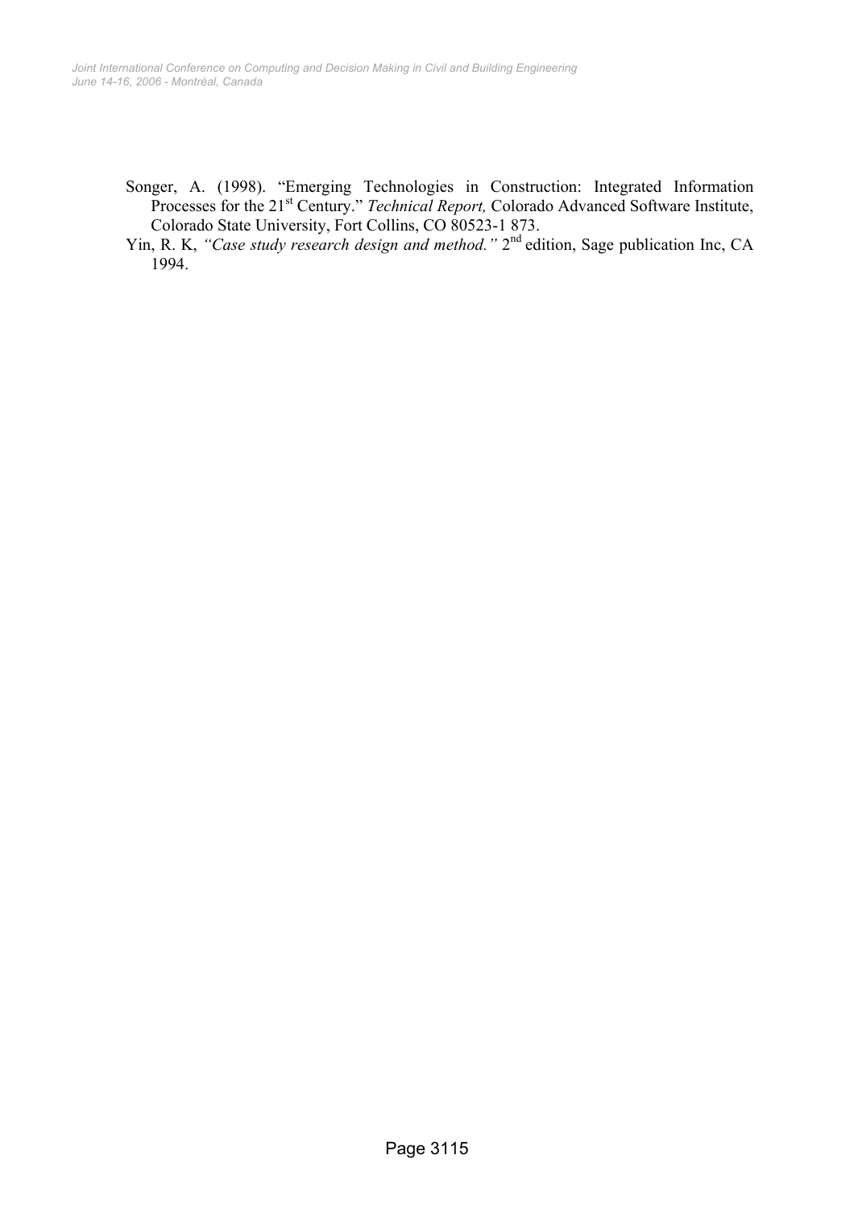Songer, A. (1998). "Emerging Technologies in Construction: Integrated Information Processes for the 21st Century." *Technical Report,* Colorado Advanced Software Institute, Colorado State University, Fort Collins, CO 80523-1 873.

Yin, R. K, *"Case study research design and method."* 2nd edition, Sage publication Inc, CA 1994.